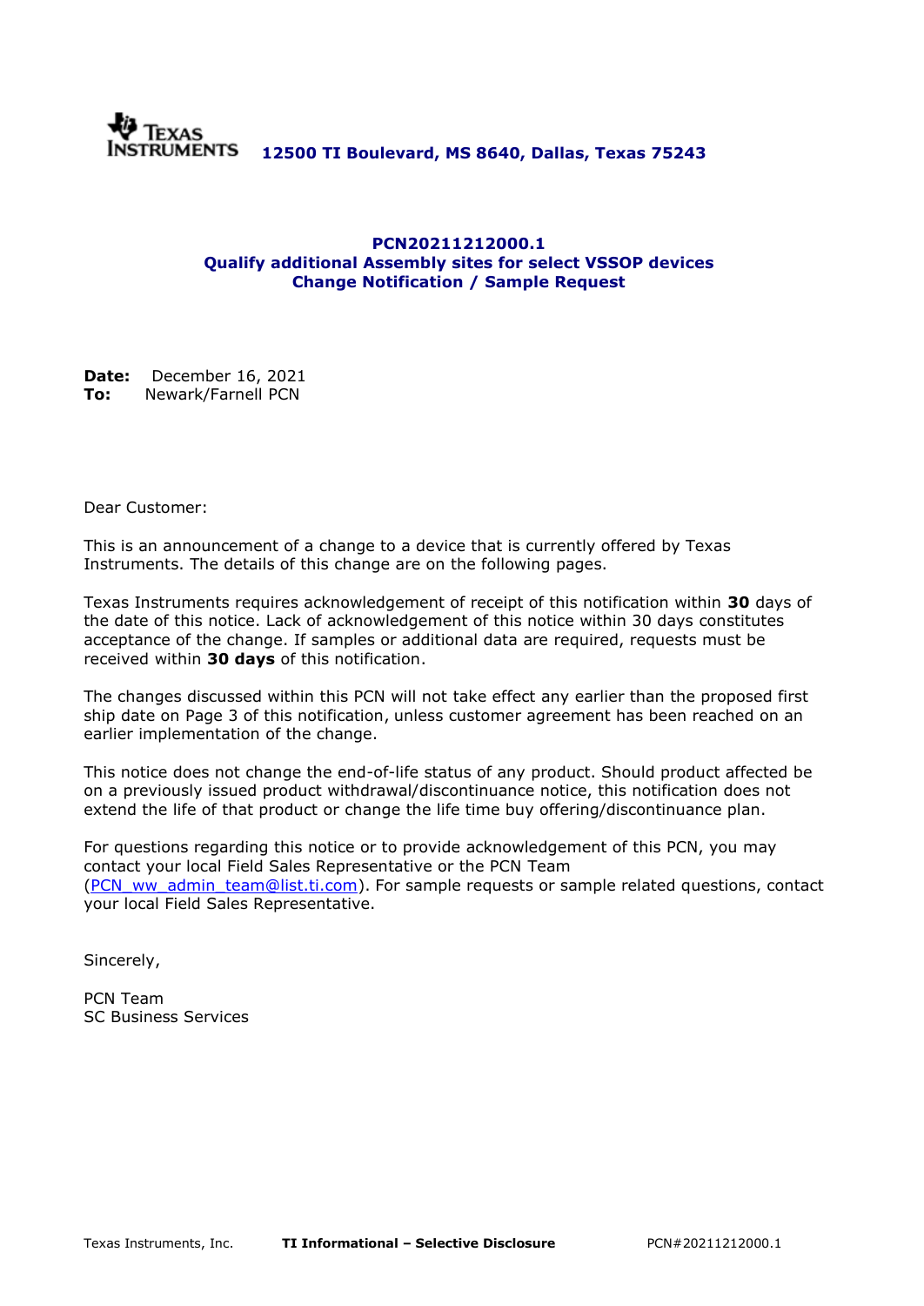Texas Instruments **12500 TI Boulevard, MS 8640, Dallas, Texas 75243**

# PCN20211212000.1
## Qualify additional Assembly sites for select VSSOP devices
## Change Notification / Sample Request

**Date:** December 16, 2021
**To:** Newark/Farnell PCN

Dear Customer:

This is an announcement of a change to a device that is currently offered by Texas Instruments. The details of this change are on the following pages.

Texas Instruments requires acknowledgement of receipt of this notification within **30** days of the date of this notice. Lack of acknowledgement of this notice within 30 days constitutes acceptance of the change. If samples or additional data are required, requests must be received within **30 days** of this notification.

The changes discussed within this PCN will not take effect any earlier than the proposed first ship date on Page 3 of this notification, unless customer agreement has been reached on an earlier implementation of the change.

This notice does not change the end-of-life status of any product. Should product affected be on a previously issued product withdrawal/discontinuance notice, this notification does not extend the life of that product or change the life time buy offering/discontinuance plan.

For questions regarding this notice or to provide acknowledgement of this PCN, you may contact your local Field Sales Representative or the PCN Team (PCN_ww_admin_team@list.ti.com). For sample requests or sample related questions, contact your local Field Sales Representative.

Sincerely,

PCN Team
SC Business Services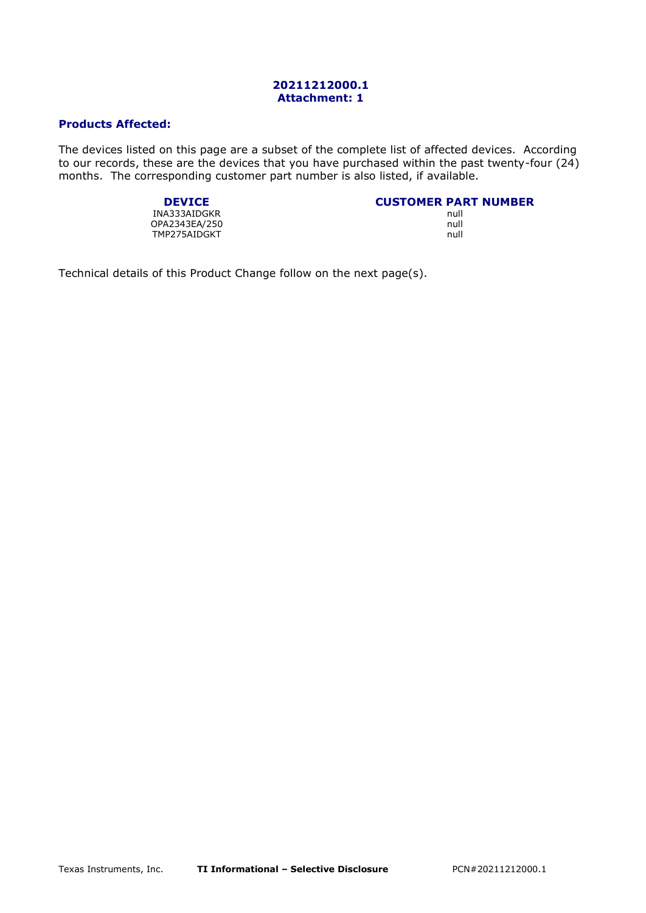**20211212000.1**
**Attachment: 1**

## Products Affected:

The devices listed on this page are a subset of the complete list of affected devices. According to our records, these are the devices that you have purchased within the past twenty-four (24) months. The corresponding customer part number is also listed, if available.

| DEVICE | CUSTOMER PART NUMBER |
| --- | --- |
| INA333AIDGKR | null |
| OPA2343EA/250 | null |
| TMP275AIDGKT | null |

Technical details of this Product Change follow on the next page(s).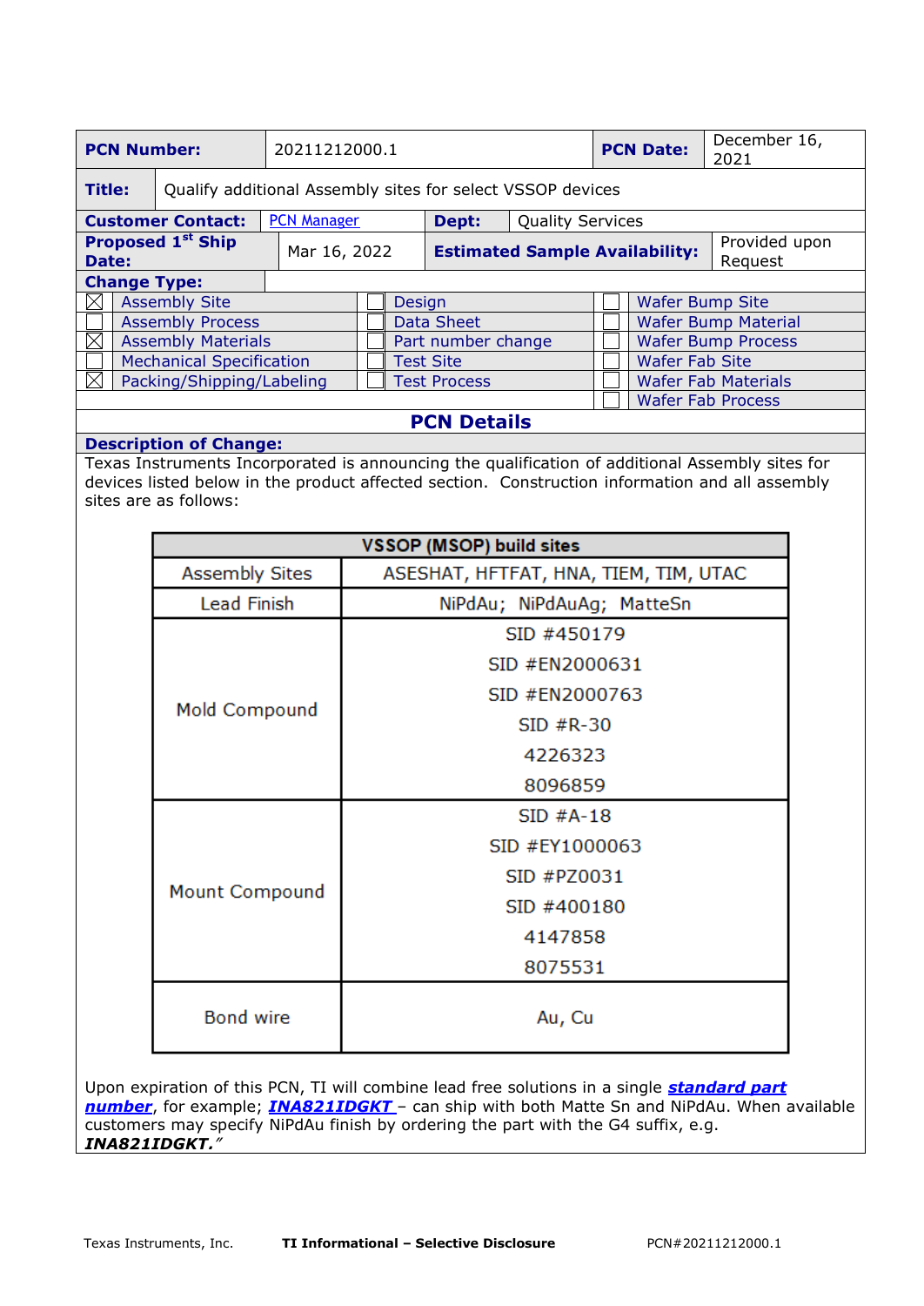| PCN Number: | 20211212000.1 | PCN Date: | December 16, 2021 |
|---|---|---|---|
| Title: | Qualify additional Assembly sites for select VSSOP devices | | |
| Customer Contact: | PCN Manager | Dept: | Quality Services |
| Proposed 1st Ship Date: | Mar 16, 2022 | Estimated Sample Availability: | Provided upon Request |

**Change Type:**

| | | | | | |
|---|---|---|---|---|---|
| ☒ | Assembly Site | ☐ | Design | ☐ | Wafer Bump Site |
| ☐ | Assembly Process | ☐ | Data Sheet | ☐ | Wafer Bump Material |
| ☒ | Assembly Materials | ☐ | Part number change | ☐ | Wafer Bump Process |
| ☐ | Mechanical Specification | ☐ | Test Site | ☐ | Wafer Fab Site |
| ☒ | Packing/Shipping/Labeling | ☐ | Test Process | ☐ | Wafer Fab Materials |
| | | | | ☐ | Wafer Fab Process |

## PCN Details

**Description of Change:**

Texas Instruments Incorporated is announcing the qualification of additional Assembly sites for devices listed below in the product affected section. Construction information and all assembly sites are as follows:

| VSSOP (MSOP) build sites | |
|---|---|
| Assembly Sites | ASESHAT, HFTFAT, HNA, TIEM, TIM, UTAC |
| Lead Finish | NiPdAu; NiPdAuAg; MatteSn |
| Mold Compound | SID #450179<br>SID #EN2000631<br>SID #EN2000763<br>SID #R-30<br>4226323<br>8096859 |
| Mount Compound | SID #A-18<br>SID #EY1000063<br>SID #PZ0031<br>SID #400180<br>4147858<br>8075531 |
| Bond wire | Au, Cu |

Upon expiration of this PCN, TI will combine lead free solutions in a single ***standard part number***, for example; ***INA821IDGKT*** – can ship with both Matte Sn and NiPdAu. When available customers may specify NiPdAu finish by ordering the part with the G4 suffix, e.g. ***INA821IDGKT.***"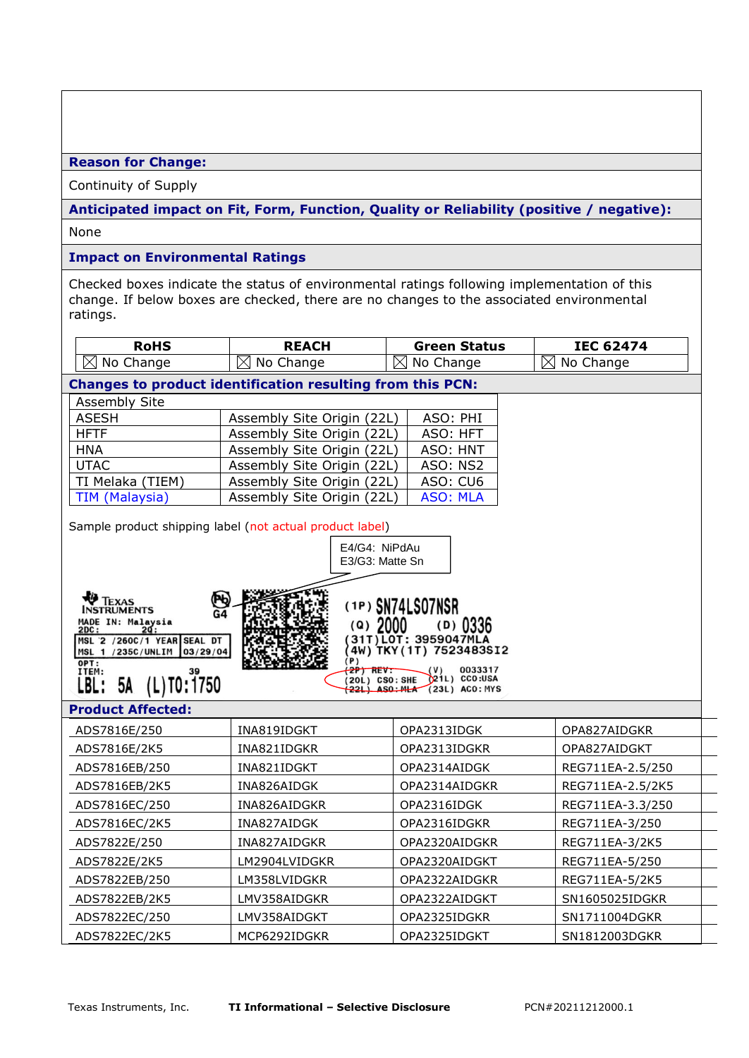**Reason for Change:**

Continuity of Supply

**Anticipated impact on Fit, Form, Function, Quality or Reliability (positive / negative):**

None

**Impact on Environmental Ratings**

Checked boxes indicate the status of environmental ratings following implementation of this change. If below boxes are checked, there are no changes to the associated environmental ratings.

| RoHS | REACH | Green Status | IEC 62474 |
|---|---|---|---|
| ☒ No Change | ☒ No Change | ☒ No Change | ☒ No Change |

**Changes to product identification resulting from this PCN:**

| Assembly Site | | |
|---|---|---|
| ASESH | Assembly Site Origin (22L) | ASO: PHI |
| HFTF | Assembly Site Origin (22L) | ASO: HFT |
| HNA | Assembly Site Origin (22L) | ASO: HNT |
| UTAC | Assembly Site Origin (22L) | ASO: NS2 |
| TI Melaka (TIEM) | Assembly Site Origin (22L) | ASO: CU6 |
| TIM (Malaysia) | Assembly Site Origin (22L) | ASO: MLA |

Sample product shipping label (not actual product label)

E4/G4: NiPdAu
E3/G3: Matte Sn

TEXAS INSTRUMENTS
G4
MADE IN: Malaysia
2DC: 2Q:
MSL 2 /260C/1 YEAR SEAL DT
MSL 1 /235C/UNLIM 03/29/04
OPT:
ITEM: 39
LBL: 5A (L)T0:1750

(1P) SN74LS07NSR
(Q) 2000 (D) 0336
(31T)LOT: 3959047MLA
(4W) TKY(1T) 7523483SI2
(P)
(2P) REV: (V) 0033317
(20L) CSO: SHE (21L) CCO:USA
(22L) ASO: MLA (23L) ACO: MYS

**Product Affected:**

| | | | |
|---|---|---|---|
| ADS7816E/250 | INA819IDGKT | OPA2313IDGK | OPA827AIDGKR |
| ADS7816E/2K5 | INA821IDGKR | OPA2313IDGKR | OPA827AIDGKT |
| ADS7816EB/250 | INA821IDGKT | OPA2314AIDGK | REG711EA-2.5/250 |
| ADS7816EB/2K5 | INA826AIDGK | OPA2314AIDGKR | REG711EA-2.5/2K5 |
| ADS7816EC/250 | INA826AIDGKR | OPA2316IDGK | REG711EA-3.3/250 |
| ADS7816EC/2K5 | INA827AIDGK | OPA2316IDGKR | REG711EA-3/250 |
| ADS7822E/250 | INA827AIDGKR | OPA2320AIDGKR | REG711EA-3/2K5 |
| ADS7822E/2K5 | LM2904LVIDGKR | OPA2320AIDGKT | REG711EA-5/250 |
| ADS7822EB/250 | LM358LVIDGKR | OPA2322AIDGKR | REG711EA-5/2K5 |
| ADS7822EB/2K5 | LMV358AIDGKR | OPA2322AIDGKT | SN1605025IDGKR |
| ADS7822EC/250 | LMV358AIDGKT | OPA2325IDGKR | SN1711004DGKR |
| ADS7822EC/2K5 | MCP6292IDGKR | OPA2325IDGKT | SN1812003DGKR |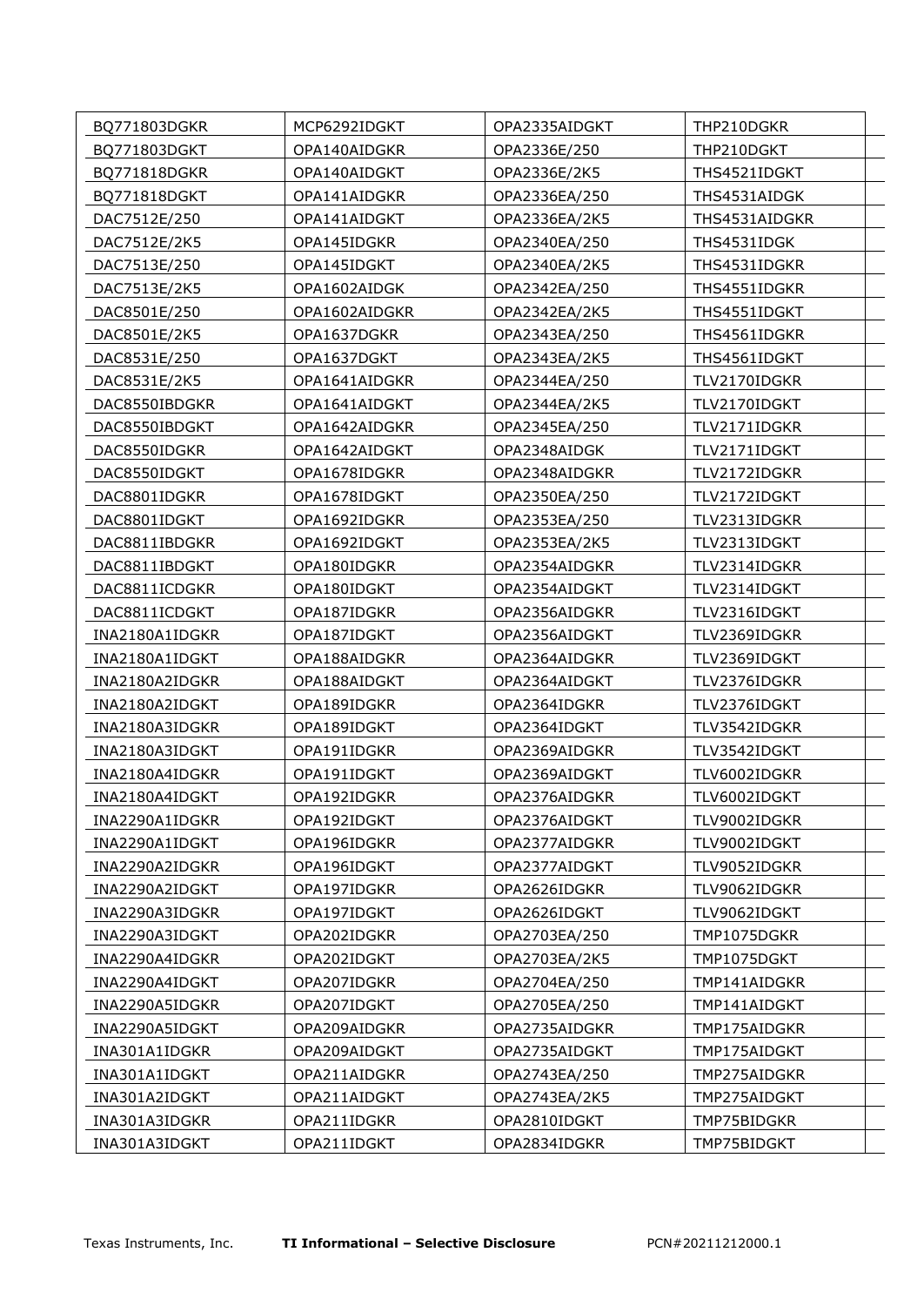| | | | |
|---|---|---|---|
| BQ771803DGKR | MCP6292IDGKT | OPA2335AIDGKT | THP210DGKR |
| BQ771803DGKT | OPA140AIDGKR | OPA2336E/250 | THP210DGKT |
| BQ771818DGKR | OPA140AIDGKT | OPA2336E/2K5 | THS4521IDGKT |
| BQ771818DGKT | OPA141AIDGKR | OPA2336EA/250 | THS4531AIDGK |
| DAC7512E/250 | OPA141AIDGKT | OPA2336EA/2K5 | THS4531AIDGKR |
| DAC7512E/2K5 | OPA145IDGKR | OPA2340EA/250 | THS4531IDGK |
| DAC7513E/250 | OPA145IDGKT | OPA2340EA/2K5 | THS4531IDGKR |
| DAC7513E/2K5 | OPA1602AIDGK | OPA2342EA/250 | THS4551IDGKR |
| DAC8501E/250 | OPA1602AIDGKR | OPA2342EA/2K5 | THS4551IDGKT |
| DAC8501E/2K5 | OPA1637DGKR | OPA2343EA/250 | THS4561IDGKR |
| DAC8531E/250 | OPA1637DGKT | OPA2343EA/2K5 | THS4561IDGKT |
| DAC8531E/2K5 | OPA1641AIDGKR | OPA2344EA/250 | TLV2170IDGKR |
| DAC8550IBDGKR | OPA1641AIDGKT | OPA2344EA/2K5 | TLV2170IDGKT |
| DAC8550IBDGKT | OPA1642AIDGKR | OPA2345EA/250 | TLV2171IDGKR |
| DAC8550IDGKR | OPA1642AIDGKT | OPA2348AIDGK | TLV2171IDGKT |
| DAC8550IDGKT | OPA1678IDGKR | OPA2348AIDGKR | TLV2172IDGKR |
| DAC8801IDGKR | OPA1678IDGKT | OPA2350EA/250 | TLV2172IDGKT |
| DAC8801IDGKT | OPA1692IDGKR | OPA2353EA/250 | TLV2313IDGKR |
| DAC8811IBDGKR | OPA1692IDGKT | OPA2353EA/2K5 | TLV2313IDGKT |
| DAC8811IBDGKT | OPA180IDGKR | OPA2354AIDGKR | TLV2314IDGKR |
| DAC8811ICDGKR | OPA180IDGKT | OPA2354AIDGKT | TLV2314IDGKT |
| DAC8811ICDGKT | OPA187IDGKR | OPA2356AIDGKR | TLV2316IDGKT |
| INA2180A1IDGKR | OPA187IDGKT | OPA2356AIDGKT | TLV2369IDGKR |
| INA2180A1IDGKT | OPA188AIDGKR | OPA2364AIDGKR | TLV2369IDGKT |
| INA2180A2IDGKR | OPA188AIDGKT | OPA2364AIDGKT | TLV2376IDGKR |
| INA2180A2IDGKT | OPA189IDGKR | OPA2364IDGKR | TLV2376IDGKT |
| INA2180A3IDGKR | OPA189IDGKT | OPA2364IDGKT | TLV3542IDGKR |
| INA2180A3IDGKT | OPA191IDGKR | OPA2369AIDGKR | TLV3542IDGKT |
| INA2180A4IDGKR | OPA191IDGKT | OPA2369AIDGKT | TLV6002IDGKR |
| INA2180A4IDGKT | OPA192IDGKR | OPA2376AIDGKR | TLV6002IDGKT |
| INA2290A1IDGKR | OPA192IDGKT | OPA2376AIDGKT | TLV9002IDGKR |
| INA2290A1IDGKT | OPA196IDGKR | OPA2377AIDGKR | TLV9002IDGKT |
| INA2290A2IDGKR | OPA196IDGKT | OPA2377AIDGKT | TLV9052IDGKR |
| INA2290A2IDGKT | OPA197IDGKR | OPA2626IDGKR | TLV9062IDGKR |
| INA2290A3IDGKR | OPA197IDGKT | OPA2626IDGKT | TLV9062IDGKT |
| INA2290A3IDGKT | OPA202IDGKR | OPA2703EA/250 | TMP1075DGKR |
| INA2290A4IDGKR | OPA202IDGKT | OPA2703EA/2K5 | TMP1075DGKT |
| INA2290A4IDGKT | OPA207IDGKR | OPA2704EA/250 | TMP141AIDGKR |
| INA2290A5IDGKR | OPA207IDGKT | OPA2705EA/250 | TMP141AIDGKT |
| INA2290A5IDGKT | OPA209AIDGKR | OPA2735AIDGKR | TMP175AIDGKR |
| INA301A1IDGKR | OPA209AIDGKT | OPA2735AIDGKT | TMP175AIDGKT |
| INA301A1IDGKT | OPA211AIDGKR | OPA2743EA/250 | TMP275AIDGKR |
| INA301A2IDGKT | OPA211AIDGKT | OPA2743EA/2K5 | TMP275AIDGKT |
| INA301A3IDGKR | OPA211IDGKR | OPA2810IDGKT | TMP75BIDGKR |
| INA301A3IDGKT | OPA211IDGKT | OPA2834IDGKR | TMP75BIDGKT |

Texas Instruments, Inc. **TI Informational – Selective Disclosure** PCN#20211212000.1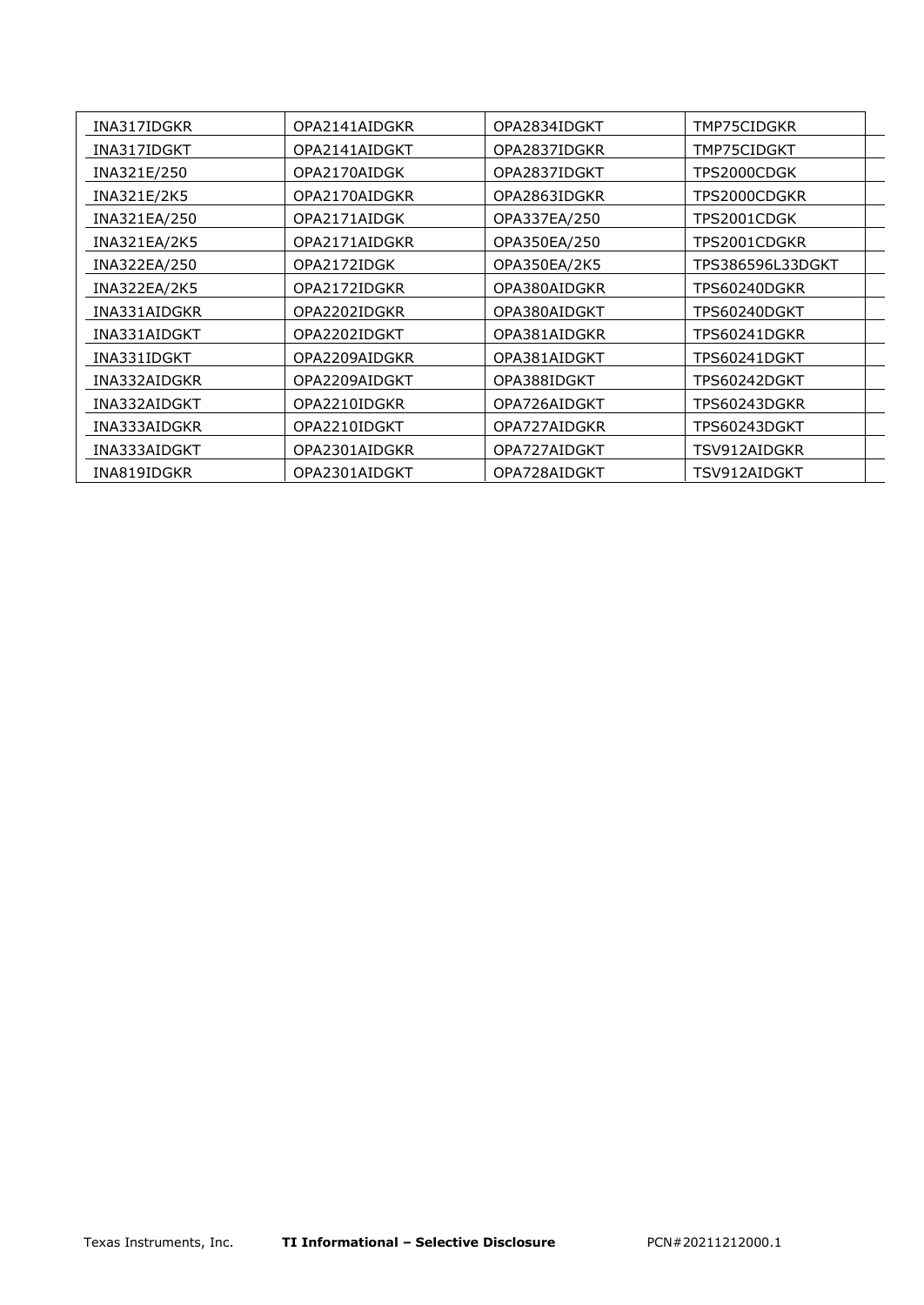| INA317IDGKR | OPA2141AIDGKR | OPA2834IDGKT | TMP75CIDGKR |
|---|---|---|---|
| INA317IDGKT | OPA2141AIDGKT | OPA2837IDGKR | TMP75CIDGKT |
| INA321E/250 | OPA2170AIDGK | OPA2837IDGKT | TPS2000CDGK |
| INA321E/2K5 | OPA2170AIDGKR | OPA2863IDGKR | TPS2000CDGKR |
| INA321EA/250 | OPA2171AIDGK | OPA337EA/250 | TPS2001CDGK |
| INA321EA/2K5 | OPA2171AIDGKR | OPA350EA/250 | TPS2001CDGKR |
| INA322EA/250 | OPA2172IDGK | OPA350EA/2K5 | TPS386596L33DGKT |
| INA322EA/2K5 | OPA2172IDGKR | OPA380AIDGKR | TPS60240DGKR |
| INA331AIDGKR | OPA2202IDGKR | OPA380AIDGKT | TPS60240DGKT |
| INA331AIDGKT | OPA2202IDGKT | OPA381AIDGKR | TPS60241DGKR |
| INA331IDGKT | OPA2209AIDGKR | OPA381AIDGKT | TPS60241DGKT |
| INA332AIDGKR | OPA2209AIDGKT | OPA388IDGKT | TPS60242DGKT |
| INA332AIDGKT | OPA2210IDGKR | OPA726AIDGKT | TPS60243DGKR |
| INA333AIDGKR | OPA2210IDGKT | OPA727AIDGKR | TPS60243DGKT |
| INA333AIDGKT | OPA2301AIDGKR | OPA727AIDGKT | TSV912AIDGKR |
| INA819IDGKR | OPA2301AIDGKT | OPA728AIDGKT | TSV912AIDGKT |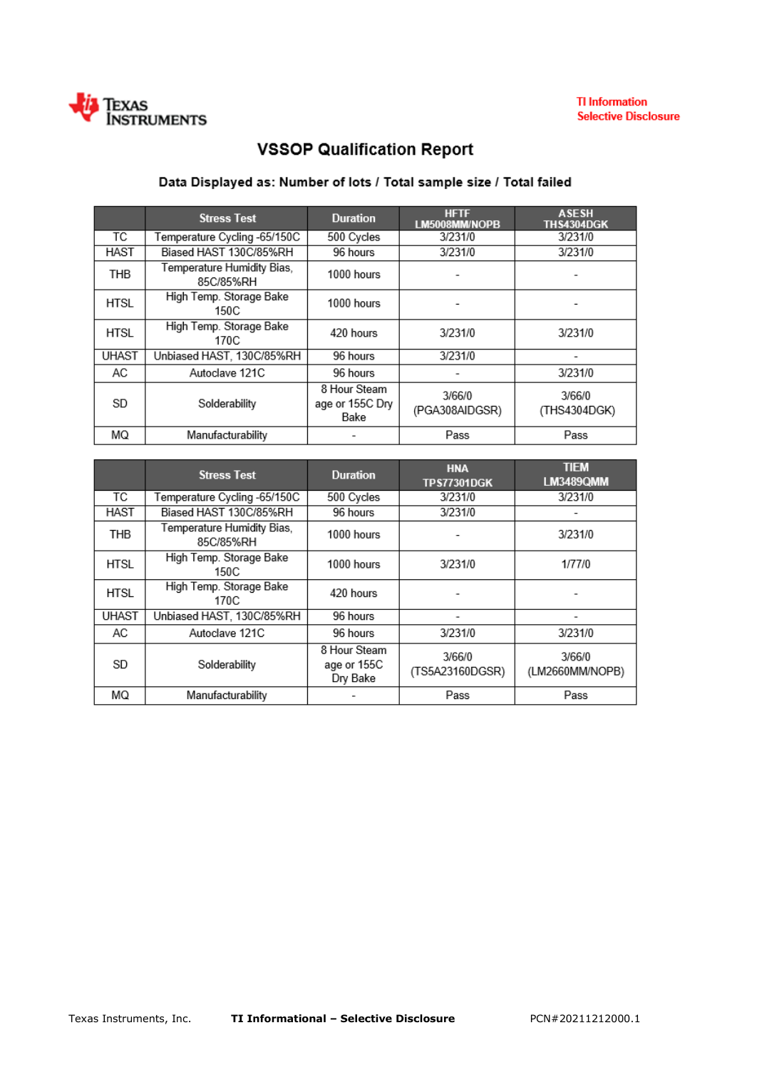# VSSOP Qualification Report

### Data Displayed as: Number of lots / Total sample size / Total failed

| | Stress Test | Duration | HFTF LM5008MM/NOPB | ASESH THS4304DGK |
|---|---|---|---|---|
| TC | Temperature Cycling -65/150C | 500 Cycles | 3/231/0 | 3/231/0 |
| HAST | Biased HAST 130C/85%RH | 96 hours | 3/231/0 | 3/231/0 |
| THB | Temperature Humidity Bias, 85C/85%RH | 1000 hours | - | - |
| HTSL | High Temp. Storage Bake 150C | 1000 hours | - | - |
| HTSL | High Temp. Storage Bake 170C | 420 hours | 3/231/0 | 3/231/0 |
| UHAST | Unbiased HAST, 130C/85%RH | 96 hours | 3/231/0 | - |
| AC | Autoclave 121C | 96 hours | - | 3/231/0 |
| SD | Solderability | 8 Hour Steam age or 155C Dry Bake | 3/66/0 (PGA308AIDGSR) | 3/66/0 (THS4304DGK) |
| MQ | Manufacturability | - | Pass | Pass |

| | Stress Test | Duration | HNA TPS77301DGK | TIEM LM3489QMM |
|---|---|---|---|---|
| TC | Temperature Cycling -65/150C | 500 Cycles | 3/231/0 | 3/231/0 |
| HAST | Biased HAST 130C/85%RH | 96 hours | 3/231/0 | - |
| THB | Temperature Humidity Bias, 85C/85%RH | 1000 hours | - | 3/231/0 |
| HTSL | High Temp. Storage Bake 150C | 1000 hours | 3/231/0 | 1/77/0 |
| HTSL | High Temp. Storage Bake 170C | 420 hours | - | - |
| UHAST | Unbiased HAST, 130C/85%RH | 96 hours | - | - |
| AC | Autoclave 121C | 96 hours | 3/231/0 | 3/231/0 |
| SD | Solderability | 8 Hour Steam age or 155C Dry Bake | 3/66/0 (TS5A23160DGSR) | 3/66/0 (LM2660MM/NOPB) |
| MQ | Manufacturability | - | Pass | Pass |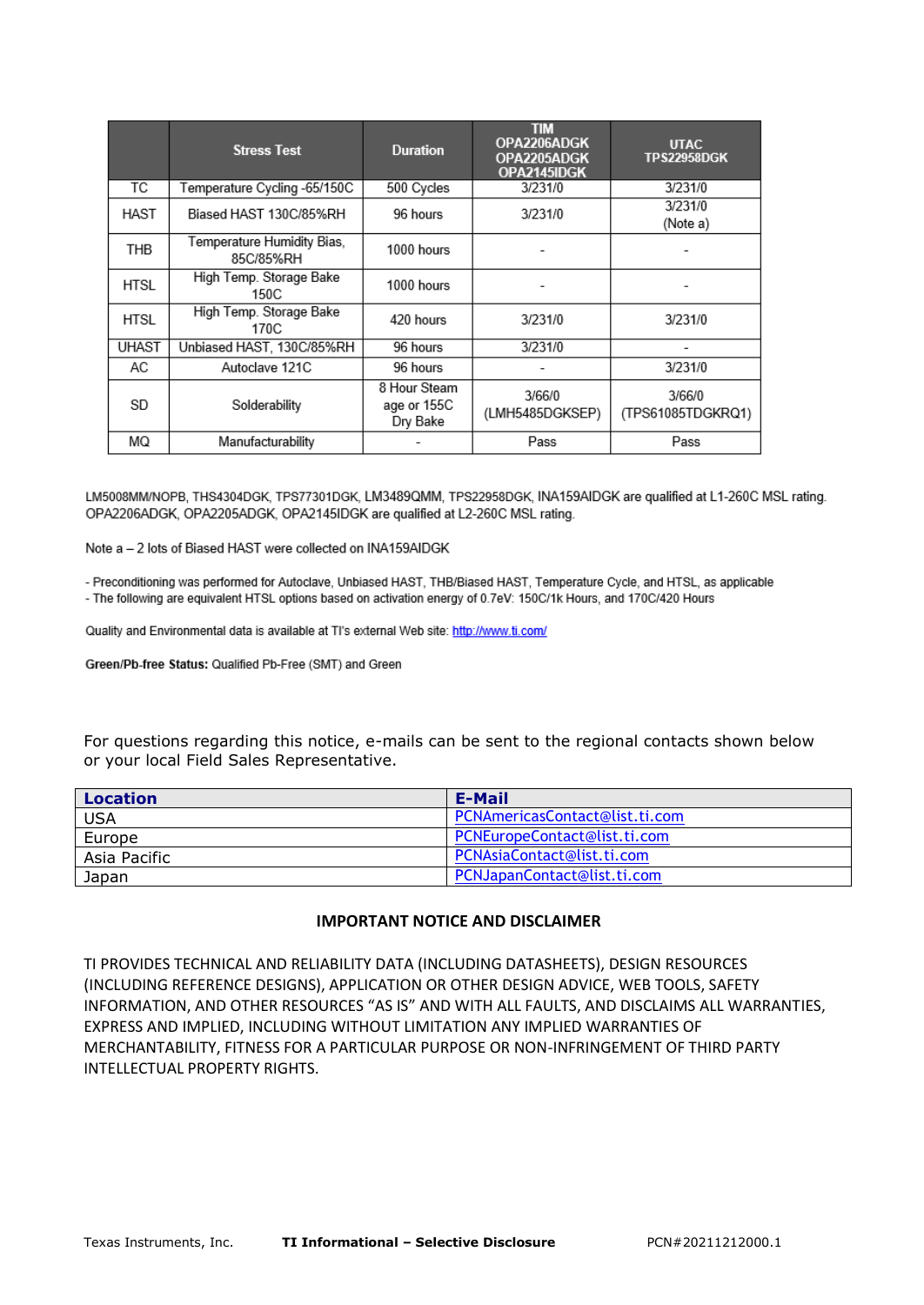| | Stress Test | Duration | TIM OPA2206ADGK OPA2205ADGK OPA2145IDGK | UTAC TPS22958DGK |
|---|---|---|---|---|
| TC | Temperature Cycling -65/150C | 500 Cycles | 3/231/0 | 3/231/0 |
| HAST | Biased HAST 130C/85%RH | 96 hours | 3/231/0 | 3/231/0 (Note a) |
| THB | Temperature Humidity Bias, 85C/85%RH | 1000 hours | - | - |
| HTSL | High Temp. Storage Bake 150C | 1000 hours | - | - |
| HTSL | High Temp. Storage Bake 170C | 420 hours | 3/231/0 | 3/231/0 |
| UHAST | Unbiased HAST, 130C/85%RH | 96 hours | 3/231/0 | - |
| AC | Autoclave 121C | 96 hours | - | 3/231/0 |
| SD | Solderability | 8 Hour Steam age or 155C Dry Bake | 3/66/0 (LMH5485DGKSEP) | 3/66/0 (TPS61085TDGKRQ1) |
| MQ | Manufacturability | - | Pass | Pass |

LM5008MM/NOPB, THS4304DGK, TPS77301DGK, LM3489QMM, TPS22958DGK, INA159AIDGK are qualified at L1-260C MSL rating. OPA2206ADGK, OPA2205ADGK, OPA2145IDGK are qualified at L2-260C MSL rating.

Note a – 2 lots of Biased HAST were collected on INA159AIDGK

- Preconditioning was performed for Autoclave, Unbiased HAST, THB/Biased HAST, Temperature Cycle, and HTSL, as applicable
- The following are equivalent HTSL options based on activation energy of 0.7eV: 150C/1k Hours, and 170C/420 Hours

Quality and Environmental data is available at TI's external Web site: http://www.ti.com/

**Green/Pb-free Status:** Qualified Pb-Free (SMT) and Green

For questions regarding this notice, e-mails can be sent to the regional contacts shown below or your local Field Sales Representative.

| Location | E-Mail |
|---|---|
| USA | PCNAmericasContact@list.ti.com |
| Europe | PCNEuropeContact@list.ti.com |
| Asia Pacific | PCNAsiaContact@list.ti.com |
| Japan | PCNJapanContact@list.ti.com |

**IMPORTANT NOTICE AND DISCLAIMER**

TI PROVIDES TECHNICAL AND RELIABILITY DATA (INCLUDING DATASHEETS), DESIGN RESOURCES (INCLUDING REFERENCE DESIGNS), APPLICATION OR OTHER DESIGN ADVICE, WEB TOOLS, SAFETY INFORMATION, AND OTHER RESOURCES "AS IS" AND WITH ALL FAULTS, AND DISCLAIMS ALL WARRANTIES, EXPRESS AND IMPLIED, INCLUDING WITHOUT LIMITATION ANY IMPLIED WARRANTIES OF MERCHANTABILITY, FITNESS FOR A PARTICULAR PURPOSE OR NON-INFRINGEMENT OF THIRD PARTY INTELLECTUAL PROPERTY RIGHTS.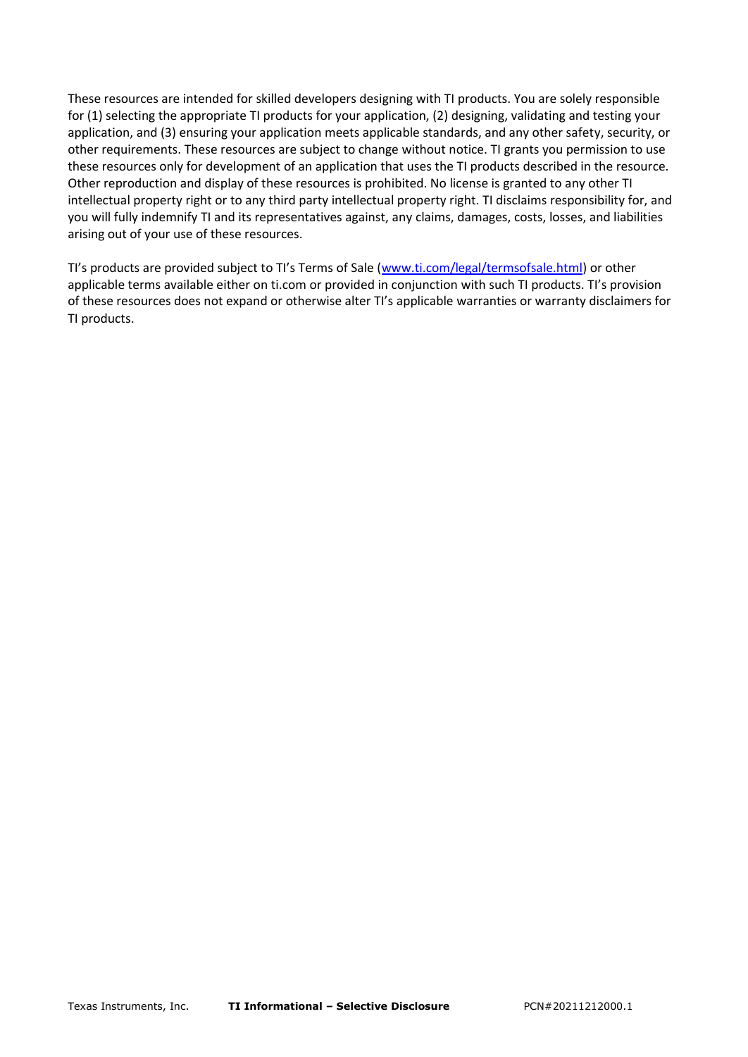These resources are intended for skilled developers designing with TI products. You are solely responsible for (1) selecting the appropriate TI products for your application, (2) designing, validating and testing your application, and (3) ensuring your application meets applicable standards, and any other safety, security, or other requirements. These resources are subject to change without notice. TI grants you permission to use these resources only for development of an application that uses the TI products described in the resource. Other reproduction and display of these resources is prohibited. No license is granted to any other TI intellectual property right or to any third party intellectual property right. TI disclaims responsibility for, and you will fully indemnify TI and its representatives against, any claims, damages, costs, losses, and liabilities arising out of your use of these resources.

TI's products are provided subject to TI's Terms of Sale (www.ti.com/legal/termsofsale.html) or other applicable terms available either on ti.com or provided in conjunction with such TI products. TI's provision of these resources does not expand or otherwise alter TI's applicable warranties or warranty disclaimers for TI products.